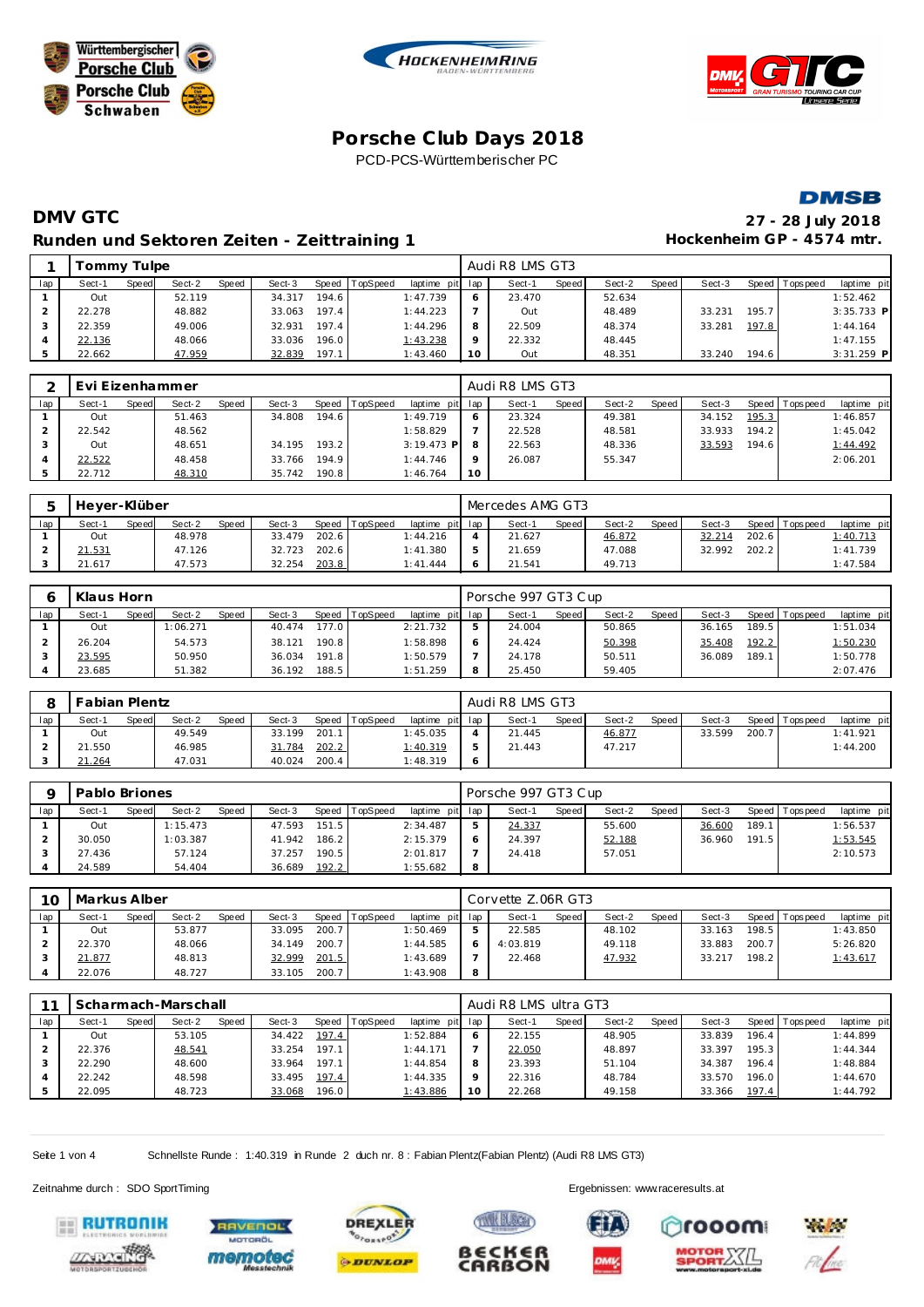# Porsche Club Days 2018

PCD-PCS-Württemberischer PC

## DMV GTC

27 - 28 July 2018

### Runden und Sektoren Zeiten - Zeittraining 1

Hockenheim GP - 4574 mtr.

| 1 | Tommy Tulpe | | | | | | | | Audi R8 LMS GT3 | | | | | | | | |
|---|---|---|---|---|---|---|---|---|---|---|---|---|---|---|---|---|---|
| lap | Sect-1 | Speed | Sect-2 | Speed | Sect-3 | Speed | TopSpeed | laptime pit | lap | Sect-1 | Speed | Sect-2 | Speed | Sect-3 | Speed | Topspeed | laptime pit |
| 1 | Out | | 52.119 | | 34.317 | 194.6 | | 1:47.739 | 6 | 23.470 | | 52.634 | | | | | 1:52.462 |
| 2 | 22.278 | | 48.882 | | 33.063 | 197.4 | | 1:44.223 | 7 | Out | | 48.489 | | 33.231 | 195.7 | | 3:35.733 P |
| 3 | 22.359 | | 49.006 | | 32.931 | 197.4 | | 1:44.296 | 8 | 22.509 | | 48.374 | | 33.281 | 197.8 | | 1:44.164 |
| 4 | 22.136 | | 48.066 | | 33.036 | 196.0 | | 1:43.238 | 9 | 22.332 | | 48.445 | | | | | 1:47.155 |
| 5 | 22.662 | | 47.959 | | 32.839 | 197.1 | | 1:43.460 | 10 | Out | | 48.351 | | 33.240 | 194.6 | | 3:31.259 P |

| 2 | Evi Eizenhammer | | | | | | | | Audi R8 LMS GT3 | | | | | | | | |
|---|---|---|---|---|---|---|---|---|---|---|---|---|---|---|---|---|---|
| lap | Sect-1 | Speed | Sect-2 | Speed | Sect-3 | Speed | TopSpeed | laptime pit | lap | Sect-1 | Speed | Sect-2 | Speed | Sect-3 | Speed | Topspeed | laptime pit |
| 1 | Out | | 51.463 | | 34.808 | 194.6 | | 1:49.719 | 6 | 23.324 | | 49.381 | | 34.152 | 195.3 | | 1:46.857 |
| 2 | 22.542 | | 48.562 | | | | | 1:58.829 | 7 | 22.528 | | 48.581 | | 33.933 | 194.2 | | 1:45.042 |
| 3 | Out | | 48.651 | | 34.195 | 193.2 | | 3:19.473 P | 8 | 22.563 | | 48.336 | | 33.593 | 194.6 | | 1:44.492 |
| 4 | 22.522 | | 48.458 | | 33.766 | 194.9 | | 1:44.746 | 9 | 26.087 | | 55.347 | | | | | 2:06.201 |
| 5 | 22.712 | | 48.310 | | 35.742 | 190.8 | | 1:46.764 | 10 | | | | | | | | |

| 5 | Heyer-Klüber | | | | | | | | Mercedes AMG GT3 | | | | | | | | |
|---|---|---|---|---|---|---|---|---|---|---|---|---|---|---|---|---|---|
| lap | Sect-1 | Speed | Sect-2 | Speed | Sect-3 | Speed | TopSpeed | laptime pit | lap | Sect-1 | Speed | Sect-2 | Speed | Sect-3 | Speed | Topspeed | laptime pit |
| 1 | Out | | 48.978 | | 33.479 | 202.6 | | 1:44.216 | 4 | 21.627 | | 46.872 | | 32.214 | 202.6 | | 1:40.713 |
| 2 | 21.531 | | 47.126 | | 32.723 | 202.6 | | 1:41.380 | 5 | 21.659 | | 47.088 | | 32.992 | 202.2 | | 1:41.739 |
| 3 | 21.617 | | 47.573 | | 32.254 | 203.8 | | 1:41.444 | 6 | 21.541 | | 49.713 | | | | | 1:47.584 |

| 6 | Klaus Horn | | | | | | | | Porsche 997 GT3 Cup | | | | | | | | |
|---|---|---|---|---|---|---|---|---|---|---|---|---|---|---|---|---|---|
| lap | Sect-1 | Speed | Sect-2 | Speed | Sect-3 | Speed | TopSpeed | laptime pit | lap | Sect-1 | Speed | Sect-2 | Speed | Sect-3 | Speed | Topspeed | laptime pit |
| 1 | Out | | 1:06.271 | | 40.474 | 177.0 | | 2:21.732 | 5 | 24.004 | | 50.865 | | 36.165 | 189.5 | | 1:51.034 |
| 2 | 26.204 | | 54.573 | | 38.121 | 190.8 | | 1:58.898 | 6 | 24.424 | | 50.398 | | 35.408 | 192.2 | | 1:50.230 |
| 3 | 23.595 | | 50.950 | | 36.034 | 191.8 | | 1:50.579 | 7 | 24.178 | | 50.511 | | 36.089 | 189.1 | | 1:50.778 |
| 4 | 23.685 | | 51.382 | | 36.192 | 188.5 | | 1:51.259 | 8 | 25.450 | | 59.405 | | | | | 2:07.476 |

| 8 | Fabian Plentz | | | | | | | | Audi R8 LMS GT3 | | | | | | | | |
|---|---|---|---|---|---|---|---|---|---|---|---|---|---|---|---|---|---|
| lap | Sect-1 | Speed | Sect-2 | Speed | Sect-3 | Speed | TopSpeed | laptime pit | lap | Sect-1 | Speed | Sect-2 | Speed | Sect-3 | Speed | Topspeed | laptime pit |
| 1 | Out | | 49.549 | | 33.199 | 201.1 | | 1:45.035 | 4 | 21.445 | | 46.877 | | 33.599 | 200.7 | | 1:41.921 |
| 2 | 21.550 | | 46.985 | | 31.784 | 202.2 | | 1:40.319 | 5 | 21.443 | | 47.217 | | | | | 1:44.200 |
| 3 | 21.264 | | 47.031 | | 40.024 | 200.4 | | 1:48.319 | 6 | | | | | | | | |

| 9 | Pablo Briones | | | | | | | | Porsche 997 GT3 Cup | | | | | | | | |
|---|---|---|---|---|---|---|---|---|---|---|---|---|---|---|---|---|---|
| lap | Sect-1 | Speed | Sect-2 | Speed | Sect-3 | Speed | TopSpeed | laptime pit | lap | Sect-1 | Speed | Sect-2 | Speed | Sect-3 | Speed | Topspeed | laptime pit |
| 1 | Out | | 1:15.473 | | 47.593 | 151.5 | | 2:34.487 | 5 | 24.337 | | 55.600 | | 36.600 | 189.1 | | 1:56.537 |
| 2 | 30.050 | | 1:03.387 | | 41.942 | 186.2 | | 2:15.379 | 6 | 24.397 | | 52.188 | | 36.960 | 191.5 | | 1:53.545 |
| 3 | 27.436 | | 57.124 | | 37.257 | 190.5 | | 2:01.817 | 7 | 24.418 | | 57.051 | | | | | 2:10.573 |
| 4 | 24.589 | | 54.404 | | 36.689 | 192.2 | | 1:55.682 | 8 | | | | | | | | |

| 10 | Markus Alber | | | | | | | | Corvette Z.06R GT3 | | | | | | | | |
|---|---|---|---|---|---|---|---|---|---|---|---|---|---|---|---|---|---|
| lap | Sect-1 | Speed | Sect-2 | Speed | Sect-3 | Speed | TopSpeed | laptime pit | lap | Sect-1 | Speed | Sect-2 | Speed | Sect-3 | Speed | Topspeed | laptime pit |
| 1 | Out | | 53.877 | | 33.095 | 200.7 | | 1:50.469 | 5 | 22.585 | | 48.102 | | 33.163 | 198.5 | | 1:43.850 |
| 2 | 22.370 | | 48.066 | | 34.149 | 200.7 | | 1:44.585 | 6 | 4:03.819 | | 49.118 | | 33.883 | 200.7 | | 5:26.820 |
| 3 | 21.877 | | 48.813 | | 32.999 | 201.5 | | 1:43.689 | 7 | 22.468 | | 47.932 | | 33.217 | 198.2 | | 1:43.617 |
| 4 | 22.076 | | 48.727 | | 33.105 | 200.7 | | 1:43.908 | 8 | | | | | | | | |

| 11 | Scharmach-Marschall | | | | | | | | Audi R8 LMS ultra GT3 | | | | | | | | |
|---|---|---|---|---|---|---|---|---|---|---|---|---|---|---|---|---|---|
| lap | Sect-1 | Speed | Sect-2 | Speed | Sect-3 | Speed | TopSpeed | laptime pit | lap | Sect-1 | Speed | Sect-2 | Speed | Sect-3 | Speed | Topspeed | laptime pit |
| 1 | Out | | 53.105 | | 34.422 | 197.4 | | 1:52.884 | 6 | 22.155 | | 48.905 | | 33.839 | 196.4 | | 1:44.899 |
| 2 | 22.376 | | 48.541 | | 33.254 | 197.1 | | 1:44.171 | 7 | 22.050 | | 48.897 | | 33.397 | 195.3 | | 1:44.344 |
| 3 | 22.290 | | 48.600 | | 33.964 | 197.1 | | 1:44.854 | 8 | 23.393 | | 51.104 | | 34.387 | 196.4 | | 1:48.884 |
| 4 | 22.242 | | 48.598 | | 33.495 | 197.4 | | 1:44.335 | 9 | 22.316 | | 48.784 | | 33.570 | 196.0 | | 1:44.670 |
| 5 | 22.095 | | 48.723 | | 33.068 | 196.0 | | 1:43.886 | 10 | 22.268 | | 49.158 | | 33.366 | 197.4 | | 1:44.792 |

Schnellste Runde : 1:40.319 in Runde 2 duch nr. 8 : Fabian Plentz(Fabian Plentz) (Audi R8 LMS GT3)

Zeitnahme durch : SDO SportTiming

Ergebnissen: www.raceresults.at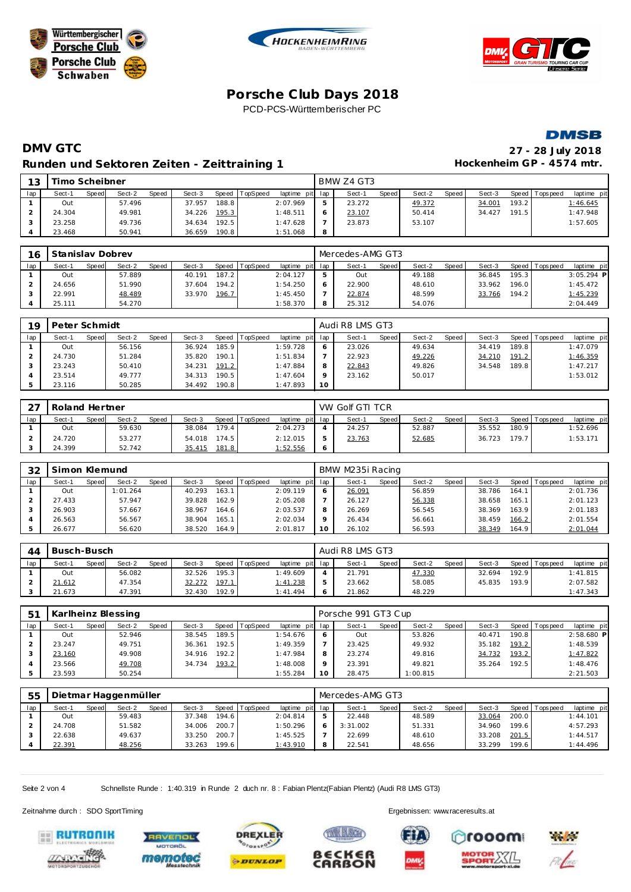# Porsche Club Days 2018

PCD-PCS-Württemberischer PC

## DMV GTC

**27 - 28 July 2018**

### Runden und Sektoren Zeiten - Zeittraining 1

**Hockenheim GP - 4574 mtr.**

| 13 | Timo Scheibner | | | | | | | | | BMW Z4 GT3 | | | | | | | | |
|---|---|---|---|---|---|---|---|---|---|---|---|---|---|---|---|---|---|---|
| lap | Sect-1 | Speed | Sect-2 | Speed | Sect-3 | Speed | TopSpeed | laptime pit | lap | Sect-1 | Speed | Sect-2 | Speed | Sect-3 | Speed | Topspeed | laptime pit |
| 1 | Out | | 57.496 | | 37.957 | 188.8 | | 2:07.969 | 5 | 23.272 | | 49.372 | | 34.001 | 193.2 | | 1:46.645 |
| 2 | 24.304 | | 49.981 | | 34.226 | 195.3 | | 1:48.511 | 6 | 23.107 | | 50.414 | | 34.427 | 191.5 | | 1:47.948 |
| 3 | 23.258 | | 49.736 | | 34.634 | 192.5 | | 1:47.628 | 7 | 23.873 | | 53.107 | | | | | 1:57.605 |
| 4 | 23.468 | | 50.941 | | 36.659 | 190.8 | | 1:51.068 | 8 | | | | | | | | |

| 16 | Stanislav Dobrev | | | | | | | | | Mercedes-AMG GT3 | | | | | | | | |
|---|---|---|---|---|---|---|---|---|---|---|---|---|---|---|---|---|---|---|
| lap | Sect-1 | Speed | Sect-2 | Speed | Sect-3 | Speed | TopSpeed | laptime pit | lap | Sect-1 | Speed | Sect-2 | Speed | Sect-3 | Speed | Topspeed | laptime pit |
| 1 | Out | | 57.889 | | 40.191 | 187.2 | | 2:04.127 | 5 | Out | | 49.188 | | 36.845 | 195.3 | | 3:05.294 P |
| 2 | 24.656 | | 51.990 | | 37.604 | 194.2 | | 1:54.250 | 6 | 22.900 | | 48.610 | | 33.962 | 196.0 | | 1:45.472 |
| 3 | 22.991 | | 48.489 | | 33.970 | 196.7 | | 1:45.450 | 7 | 22.874 | | 48.599 | | 33.766 | 194.2 | | 1:45.239 |
| 4 | 25.111 | | 54.270 | | | | | 1:58.370 | 8 | 25.312 | | 54.076 | | | | | 2:04.449 |

| 19 | Peter Schmidt | | | | | | | | | Audi R8 LMS GT3 | | | | | | | | |
|---|---|---|---|---|---|---|---|---|---|---|---|---|---|---|---|---|---|---|
| lap | Sect-1 | Speed | Sect-2 | Speed | Sect-3 | Speed | TopSpeed | laptime pit | lap | Sect-1 | Speed | Sect-2 | Speed | Sect-3 | Speed | Topspeed | laptime pit |
| 1 | Out | | 56.156 | | 36.924 | 185.9 | | 1:59.728 | 6 | 23.026 | | 49.634 | | 34.419 | 189.8 | | 1:47.079 |
| 2 | 24.730 | | 51.284 | | 35.820 | 190.1 | | 1:51.834 | 7 | 22.923 | | 49.226 | | 34.210 | 191.2 | | 1:46.359 |
| 3 | 23.243 | | 50.410 | | 34.231 | 191.2 | | 1:47.884 | 8 | 22.843 | | 49.826 | | 34.548 | 189.8 | | 1:47.217 |
| 4 | 23.514 | | 49.777 | | 34.313 | 190.5 | | 1:47.604 | 9 | 23.162 | | 50.017 | | | | | 1:53.012 |
| 5 | 23.116 | | 50.285 | | 34.492 | 190.8 | | 1:47.893 | 10 | | | | | | | | |

| 27 | Roland Hertner | | | | | | | | | VW Golf GTI TCR | | | | | | | | |
|---|---|---|---|---|---|---|---|---|---|---|---|---|---|---|---|---|---|---|
| lap | Sect-1 | Speed | Sect-2 | Speed | Sect-3 | Speed | TopSpeed | laptime pit | lap | Sect-1 | Speed | Sect-2 | Speed | Sect-3 | Speed | Topspeed | laptime pit |
| 1 | Out | | 59.630 | | 38.084 | 179.4 | | 2:04.273 | 4 | 24.257 | | 52.887 | | 35.552 | 180.9 | | 1:52.696 |
| 2 | 24.720 | | 53.277 | | 54.018 | 174.5 | | 2:12.015 | 5 | 23.763 | | 52.685 | | 36.723 | 179.7 | | 1:53.171 |
| 3 | 24.399 | | 52.742 | | 35.415 | 181.8 | | 1:52.556 | 6 | | | | | | | | |

| 32 | Simon Klemund | | | | | | | | | BMW M235i Racing | | | | | | | | |
|---|---|---|---|---|---|---|---|---|---|---|---|---|---|---|---|---|---|---|
| lap | Sect-1 | Speed | Sect-2 | Speed | Sect-3 | Speed | TopSpeed | laptime pit | lap | Sect-1 | Speed | Sect-2 | Speed | Sect-3 | Speed | Topspeed | laptime pit |
| 1 | Out | | 1:01.264 | | 40.293 | 163.1 | | 2:09.119 | 6 | 26.091 | | 56.859 | | 38.786 | 164.1 | | 2:01.736 |
| 2 | 27.433 | | 57.947 | | 39.828 | 162.9 | | 2:05.208 | 7 | 26.127 | | 56.338 | | 38.658 | 165.1 | | 2:01.123 |
| 3 | 26.903 | | 57.667 | | 38.967 | 164.6 | | 2:03.537 | 8 | 26.269 | | 56.545 | | 38.369 | 163.9 | | 2:01.183 |
| 4 | 26.563 | | 56.567 | | 38.904 | 165.1 | | 2:02.034 | 9 | 26.434 | | 56.661 | | 38.459 | 166.2 | | 2:01.554 |
| 5 | 26.677 | | 56.620 | | 38.520 | 164.9 | | 2:01.817 | 10 | 26.102 | | 56.593 | | 38.349 | 164.9 | | 2:01.044 |

| 44 | Busch-Busch | | | | | | | | | Audi R8 LMS GT3 | | | | | | | | |
|---|---|---|---|---|---|---|---|---|---|---|---|---|---|---|---|---|---|---|
| lap | Sect-1 | Speed | Sect-2 | Speed | Sect-3 | Speed | TopSpeed | laptime pit | lap | Sect-1 | Speed | Sect-2 | Speed | Sect-3 | Speed | Topspeed | laptime pit |
| 1 | Out | | 56.082 | | 32.526 | 195.3 | | 1:49.609 | 4 | 21.791 | | 47.330 | | 32.694 | 192.9 | | 1:41.815 |
| 2 | 21.612 | | 47.354 | | 32.272 | 197.1 | | 1:41.238 | 5 | 23.662 | | 58.085 | | 45.835 | 193.9 | | 2:07.582 |
| 3 | 21.673 | | 47.391 | | 32.430 | 192.9 | | 1:41.494 | 6 | 21.862 | | 48.229 | | | | | 1:47.343 |

| 51 | Karlheinz Blessing | | | | | | | | | Porsche 991 GT3 Cup | | | | | | | | |
|---|---|---|---|---|---|---|---|---|---|---|---|---|---|---|---|---|---|---|
| lap | Sect-1 | Speed | Sect-2 | Speed | Sect-3 | Speed | TopSpeed | laptime pit | lap | Sect-1 | Speed | Sect-2 | Speed | Sect-3 | Speed | Topspeed | laptime pit |
| 1 | Out | | 52.946 | | 38.545 | 189.5 | | 1:54.676 | 6 | Out | | 53.826 | | 40.471 | 190.8 | | 2:58.680 P |
| 2 | 23.247 | | 49.751 | | 36.361 | 192.5 | | 1:49.359 | 7 | 23.425 | | 49.932 | | 35.182 | 193.2 | | 1:48.539 |
| 3 | 23.160 | | 49.908 | | 34.916 | 192.2 | | 1:47.984 | 8 | 23.274 | | 49.816 | | 34.732 | 193.2 | | 1:47.822 |
| 4 | 23.566 | | 49.708 | | 34.734 | 193.2 | | 1:48.008 | 9 | 23.391 | | 49.821 | | 35.264 | 192.5 | | 1:48.476 |
| 5 | 23.593 | | 50.254 | | | | | 1:55.284 | 10 | 28.475 | | 1:00.815 | | | | | 2:21.503 |

| 55 | Dietmar Haggenmüller | | | | | | | | | Mercedes-AMG GT3 | | | | | | | | |
|---|---|---|---|---|---|---|---|---|---|---|---|---|---|---|---|---|---|---|
| lap | Sect-1 | Speed | Sect-2 | Speed | Sect-3 | Speed | TopSpeed | laptime pit | lap | Sect-1 | Speed | Sect-2 | Speed | Sect-3 | Speed | Topspeed | laptime pit |
| 1 | Out | | 59.483 | | 37.348 | 194.6 | | 2:04.814 | 5 | 22.448 | | 48.589 | | 33.064 | 200.0 | | 1:44.101 |
| 2 | 24.708 | | 51.582 | | 34.006 | 200.7 | | 1:50.296 | 6 | 3:31.002 | | 51.331 | | 34.960 | 199.6 | | 4:57.293 |
| 3 | 22.638 | | 49.637 | | 33.250 | 200.7 | | 1:45.525 | 7 | 22.699 | | 48.610 | | 33.208 | 201.5 | | 1:44.517 |
| 4 | 22.391 | | 48.256 | | 33.263 | 199.6 | | 1:43.910 | 8 | 22.541 | | 48.656 | | 33.299 | 199.6 | | 1:44.496 |

Schnellste Runde : 1:40.319 in Runde 2 duch nr. 8 : Fabian Plentz(Fabian Plentz) (Audi R8 LMS GT3)

Zeitnahme durch : SDO SportTiming

Ergebnissen: www.raceresults.at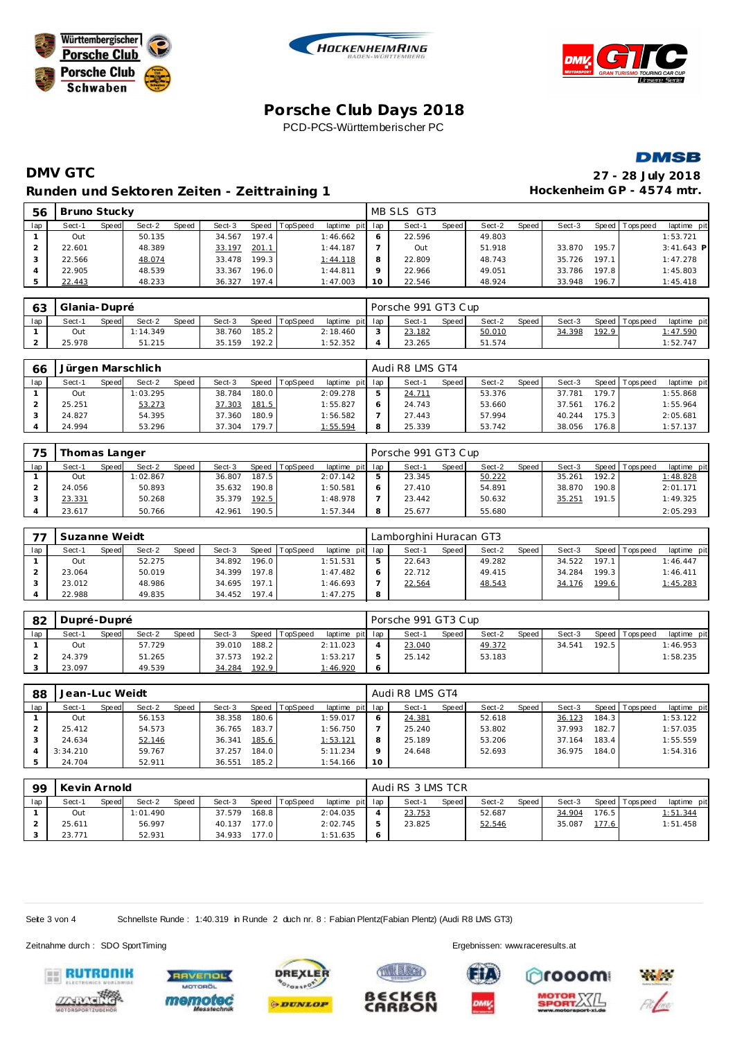# Porsche Club Days 2018

PCD-PCS-Württemberischer PC

## DMV GTC

**27 - 28 July 2018**

### Runden und Sektoren Zeiten - Zeittraining 1

**Hockenheim GP - 4574 mtr.**

**56 Bruno Stucky** — MB SLS GT3

| lap | Sect-1 | Speed | Sect-2 | Speed | Sect-3 | Speed | TopSpeed | laptime pit | lap | Sect-1 | Speed | Sect-2 | Speed | Sect-3 | Speed | Topspeed | laptime pit |
|---|---|---|---|---|---|---|---|---|---|---|---|---|---|---|---|---|---|
| 1 | Out | | 50.135 | | 34.567 | 197.4 | | 1:46.662 | 6 | 22.596 | | 49.803 | | | | | 1:53.721 |
| 2 | 22.601 | | 48.389 | | 33.197 | 201.1 | | 1:44.187 | 7 | Out | | 51.918 | | 33.870 | 195.7 | | 3:41.643 P |
| 3 | 22.566 | | 48.074 | | 33.478 | 199.3 | | 1:44.118 | 8 | 22.809 | | 48.743 | | 35.726 | 197.1 | | 1:47.278 |
| 4 | 22.905 | | 48.539 | | 33.367 | 196.0 | | 1:44.811 | 9 | 22.966 | | 49.051 | | 33.786 | 197.8 | | 1:45.803 |
| 5 | 22.443 | | 48.233 | | 36.327 | 197.4 | | 1:47.003 | 10 | 22.546 | | 48.924 | | 33.948 | 196.7 | | 1:45.418 |

**63 Glania-Dupré** — Porsche 991 GT3 Cup

| lap | Sect-1 | Speed | Sect-2 | Speed | Sect-3 | Speed | TopSpeed | laptime pit | lap | Sect-1 | Speed | Sect-2 | Speed | Sect-3 | Speed | Topspeed | laptime pit |
|---|---|---|---|---|---|---|---|---|---|---|---|---|---|---|---|---|---|
| 1 | Out | | 1:14.349 | | 38.760 | 185.2 | | 2:18.460 | 3 | 23.182 | | 50.010 | | 34.398 | 192.9 | | 1:47.590 |
| 2 | 25.978 | | 51.215 | | 35.159 | 192.2 | | 1:52.352 | 4 | 23.265 | | 51.574 | | | | | 1:52.747 |

**66 Jürgen Marschlich** — Audi R8 LMS GT4

| lap | Sect-1 | Speed | Sect-2 | Speed | Sect-3 | Speed | TopSpeed | laptime pit | lap | Sect-1 | Speed | Sect-2 | Speed | Sect-3 | Speed | Topspeed | laptime pit |
|---|---|---|---|---|---|---|---|---|---|---|---|---|---|---|---|---|---|
| 1 | Out | | 1:03.295 | | 38.784 | 180.0 | | 2:09.278 | 5 | 24.711 | | 53.376 | | 37.781 | 179.7 | | 1:55.868 |
| 2 | 25.251 | | 53.273 | | 37.303 | 181.5 | | 1:55.827 | 6 | 24.743 | | 53.660 | | 37.561 | 176.2 | | 1:55.964 |
| 3 | 24.827 | | 54.395 | | 37.360 | 180.9 | | 1:56.582 | 7 | 27.443 | | 57.994 | | 40.244 | 175.3 | | 2:05.681 |
| 4 | 24.994 | | 53.296 | | 37.304 | 179.7 | | 1:55.594 | 8 | 25.339 | | 53.742 | | 38.056 | 176.8 | | 1:57.137 |

**75 Thomas Langer** — Porsche 991 GT3 Cup

| lap | Sect-1 | Speed | Sect-2 | Speed | Sect-3 | Speed | TopSpeed | laptime pit | lap | Sect-1 | Speed | Sect-2 | Speed | Sect-3 | Speed | Topspeed | laptime pit |
|---|---|---|---|---|---|---|---|---|---|---|---|---|---|---|---|---|---|
| 1 | Out | | 1:02.867 | | 36.807 | 187.5 | | 2:07.142 | 5 | 23.345 | | 50.222 | | 35.261 | 192.2 | | 1:48.828 |
| 2 | 24.056 | | 50.893 | | 35.632 | 190.8 | | 1:50.581 | 6 | 27.410 | | 54.891 | | 38.870 | 190.8 | | 2:01.171 |
| 3 | 23.331 | | 50.268 | | 35.379 | 192.5 | | 1:48.978 | 7 | 23.442 | | 50.632 | | 35.251 | 191.5 | | 1:49.325 |
| 4 | 23.617 | | 50.766 | | 42.961 | 190.5 | | 1:57.344 | 8 | 25.677 | | 55.680 | | | | | 2:05.293 |

**77 Suzanne Weidt** — Lamborghini Huracan GT3

| lap | Sect-1 | Speed | Sect-2 | Speed | Sect-3 | Speed | TopSpeed | laptime pit | lap | Sect-1 | Speed | Sect-2 | Speed | Sect-3 | Speed | Topspeed | laptime pit |
|---|---|---|---|---|---|---|---|---|---|---|---|---|---|---|---|---|---|
| 1 | Out | | 52.275 | | 34.892 | 196.0 | | 1:51.531 | 5 | 22.643 | | 49.282 | | 34.522 | 197.1 | | 1:46.447 |
| 2 | 23.064 | | 50.019 | | 34.399 | 197.8 | | 1:47.482 | 6 | 22.712 | | 49.415 | | 34.284 | 199.3 | | 1:46.411 |
| 3 | 23.012 | | 48.986 | | 34.695 | 197.1 | | 1:46.693 | 7 | 22.564 | | 48.543 | | 34.176 | 199.6 | | 1:45.283 |
| 4 | 22.988 | | 49.835 | | 34.452 | 197.4 | | 1:47.275 | 8 | | | | | | | | |

**82 Dupré-Dupré** — Porsche 991 GT3 Cup

| lap | Sect-1 | Speed | Sect-2 | Speed | Sect-3 | Speed | TopSpeed | laptime pit | lap | Sect-1 | Speed | Sect-2 | Speed | Sect-3 | Speed | Topspeed | laptime pit |
|---|---|---|---|---|---|---|---|---|---|---|---|---|---|---|---|---|---|
| 1 | Out | | 57.729 | | 39.010 | 188.2 | | 2:11.023 | 4 | 23.040 | | 49.372 | | 34.541 | 192.5 | | 1:46.953 |
| 2 | 24.379 | | 51.265 | | 37.573 | 192.2 | | 1:53.217 | 5 | 25.142 | | 53.183 | | | | | 1:58.235 |
| 3 | 23.097 | | 49.539 | | 34.284 | 192.9 | | 1:46.920 | 6 | | | | | | | | |

**88 Jean-Luc Weidt** — Audi R8 LMS GT4

| lap | Sect-1 | Speed | Sect-2 | Speed | Sect-3 | Speed | TopSpeed | laptime pit | lap | Sect-1 | Speed | Sect-2 | Speed | Sect-3 | Speed | Topspeed | laptime pit |
|---|---|---|---|---|---|---|---|---|---|---|---|---|---|---|---|---|---|
| 1 | Out | | 56.153 | | 38.358 | 180.6 | | 1:59.017 | 6 | 24.381 | | 52.618 | | 36.123 | 184.3 | | 1:53.122 |
| 2 | 25.412 | | 54.573 | | 36.765 | 183.7 | | 1:56.750 | 7 | 25.240 | | 53.802 | | 37.993 | 182.7 | | 1:57.035 |
| 3 | 24.634 | | 52.146 | | 36.341 | 185.6 | | 1:53.121 | 8 | 25.189 | | 53.206 | | 37.164 | 183.4 | | 1:55.559 |
| 4 | 3:34.210 | | 59.767 | | 37.257 | 184.0 | | 5:11.234 | 9 | 24.648 | | 52.693 | | 36.975 | 184.0 | | 1:54.316 |
| 5 | 24.704 | | 52.911 | | 36.551 | 185.2 | | 1:54.166 | 10 | | | | | | | | |

**99 Kevin Arnold** — Audi RS 3 LMS TCR

| lap | Sect-1 | Speed | Sect-2 | Speed | Sect-3 | Speed | TopSpeed | laptime pit | lap | Sect-1 | Speed | Sect-2 | Speed | Sect-3 | Speed | Topspeed | laptime pit |
|---|---|---|---|---|---|---|---|---|---|---|---|---|---|---|---|---|---|
| 1 | Out | | 1:01.490 | | 37.579 | 168.8 | | 2:04.035 | 4 | 23.753 | | 52.687 | | 34.904 | 176.5 | | 1:51.344 |
| 2 | 25.611 | | 56.997 | | 40.137 | 177.0 | | 2:02.745 | 5 | 23.825 | | 52.546 | | 35.087 | 177.6 | | 1:51.458 |
| 3 | 23.771 | | 52.931 | | 34.933 | 177.0 | | 1:51.635 | 6 | | | | | | | | |

Schnellste Runde : 1:40.319 in Runde 2 duch nr. 8 : Fabian Plentz(Fabian Plentz) (Audi R8 LMS GT3)

Zeitnahme durch : SDO SportTiming

Ergebnissen: www.raceresults.at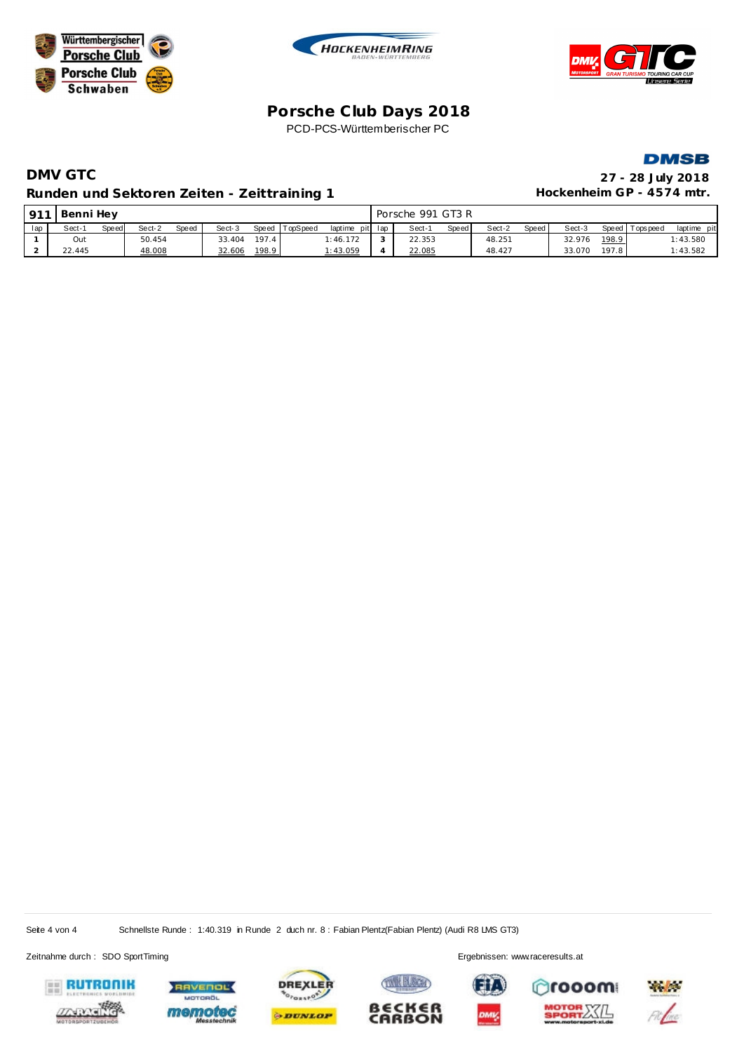# Porsche Club Days 2018

PCD-PCS-Württemberischer PC

## DMV GTC

### Runden und Sektoren Zeiten - Zeittraining 1

**27 - 28 July 2018**
**Hockenheim GP - 4574 mtr.**

| 911 | Benni Hey | | | | | | | | | Porsche 991 GT3 R | | | | | | | | |
|---|---|---|---|---|---|---|---|---|---|---|---|---|---|---|---|---|---|---|
| lap | Sect-1 | Speed | Sect-2 | Speed | Sect-3 | Speed | TopSpeed | laptime | pit | lap | Sect-1 | Speed | Sect-2 | Speed | Sect-3 | Speed | Topspeed | laptime pit |
| **1** | Out | | 50.454 | | 33.404 | 197.4 | | 1:46.172 | | **3** | 22.353 | | 48.251 | | 32.976 | 198.9 | | 1:43.580 |
| **2** | 22.445 | | 48.008 | | 32.606 | 198.9 | | 1:43.059 | | **4** | 22.085 | | 48.427 | | 33.070 | 197.8 | | 1:43.582 |

Schnellste Runde : 1:40.319 in Runde 2 duch nr. 8 : Fabian Plentz(Fabian Plentz) (Audi R8 LMS GT3)

Zeitnahme durch : SDO SportTiming

Ergebnissen: www.raceresults.at